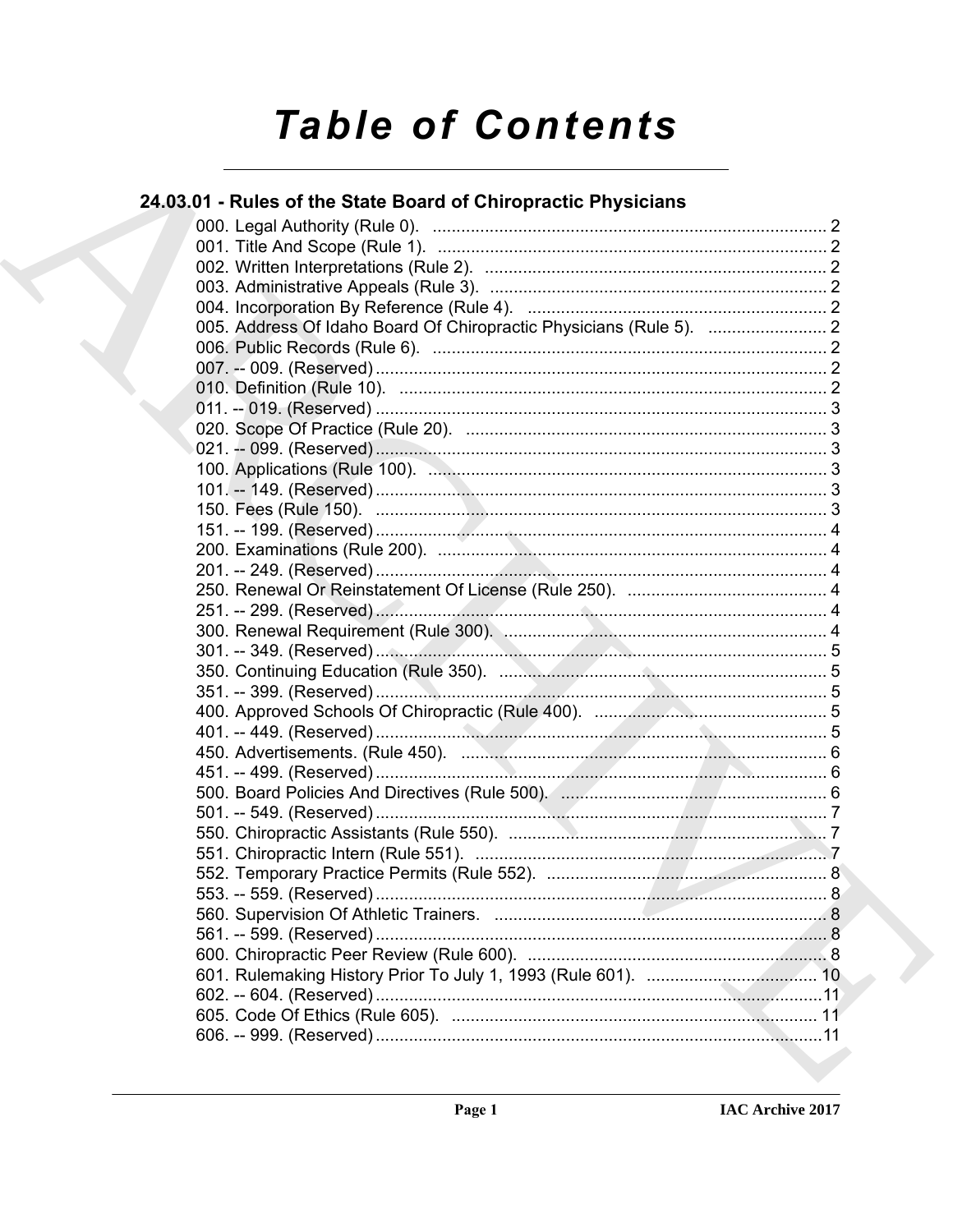# Table of Contents

## 24.03.01 - Rules of the State Board of Chiropractic Physicians

000. Legal Authority (Rule 0). .................................................................................... 2
001. Title And Scope (Rule 1). ................................................................................... 2
002. Written Interpretations (Rule 2). ......................................................................... 2
003. Administrative Appeals (Rule 3). ........................................................................ 2
004. Incorporation By Reference (Rule 4). ................................................................ 2
005. Address Of Idaho Board Of Chiropractic Physicians (Rule 5). ......................... 2
006. Public Records (Rule 6). .................................................................................... 2
007. -- 009. (Reserved) ................................................................................................ 2
010. Definition (Rule 10). ........................................................................................... 2
011. -- 019. (Reserved) ................................................................................................ 3
020. Scope Of Practice (Rule 20). ............................................................................. 3
021. -- 099. (Reserved) ................................................................................................ 3
100. Applications (Rule 100). ..................................................................................... 3
101. -- 149. (Reserved) ................................................................................................ 3
150. Fees (Rule 150). ................................................................................................. 3
151. -- 199. (Reserved) ................................................................................................ 4
200. Examinations (Rule 200). ................................................................................... 4
201. -- 249. (Reserved) ................................................................................................ 4
250. Renewal Or Reinstatement Of License (Rule 250). .......................................... 4
251. -- 299. (Reserved) ................................................................................................ 4
300. Renewal Requirement (Rule 300). ..................................................................... 4
301. -- 349. (Reserved) ................................................................................................ 5
350. Continuing Education (Rule 350). ...................................................................... 5
351. -- 399. (Reserved) ................................................................................................ 5
400. Approved Schools Of Chiropractic (Rule 400). ................................................. 5
401. -- 449. (Reserved) ................................................................................................ 5
450. Advertisements. (Rule 450). ............................................................................... 6
451. -- 499. (Reserved) ................................................................................................ 6
500. Board Policies And Directives (Rule 500). ......................................................... 6
501. -- 549. (Reserved) ................................................................................................ 7
550. Chiropractic Assistants (Rule 550). ................................................................... 7
551. Chiropractic Intern (Rule 551). .......................................................................... 7
552. Temporary Practice Permits (Rule 552). ........................................................... 8
553. -- 559. (Reserved) ................................................................................................ 8
560. Supervision Of Athletic Trainers. ....................................................................... 8
561. -- 599. (Reserved) ................................................................................................ 8
600. Chiropractic Peer Review (Rule 600). ............................................................... 8
601. Rulemaking History Prior To July 1, 1993 (Rule 601). .................................... 10
602. -- 604. (Reserved) .............................................................................................. 11
605. Code Of Ethics (Rule 605). ............................................................................... 11
606. -- 999. (Reserved) .............................................................................................. 11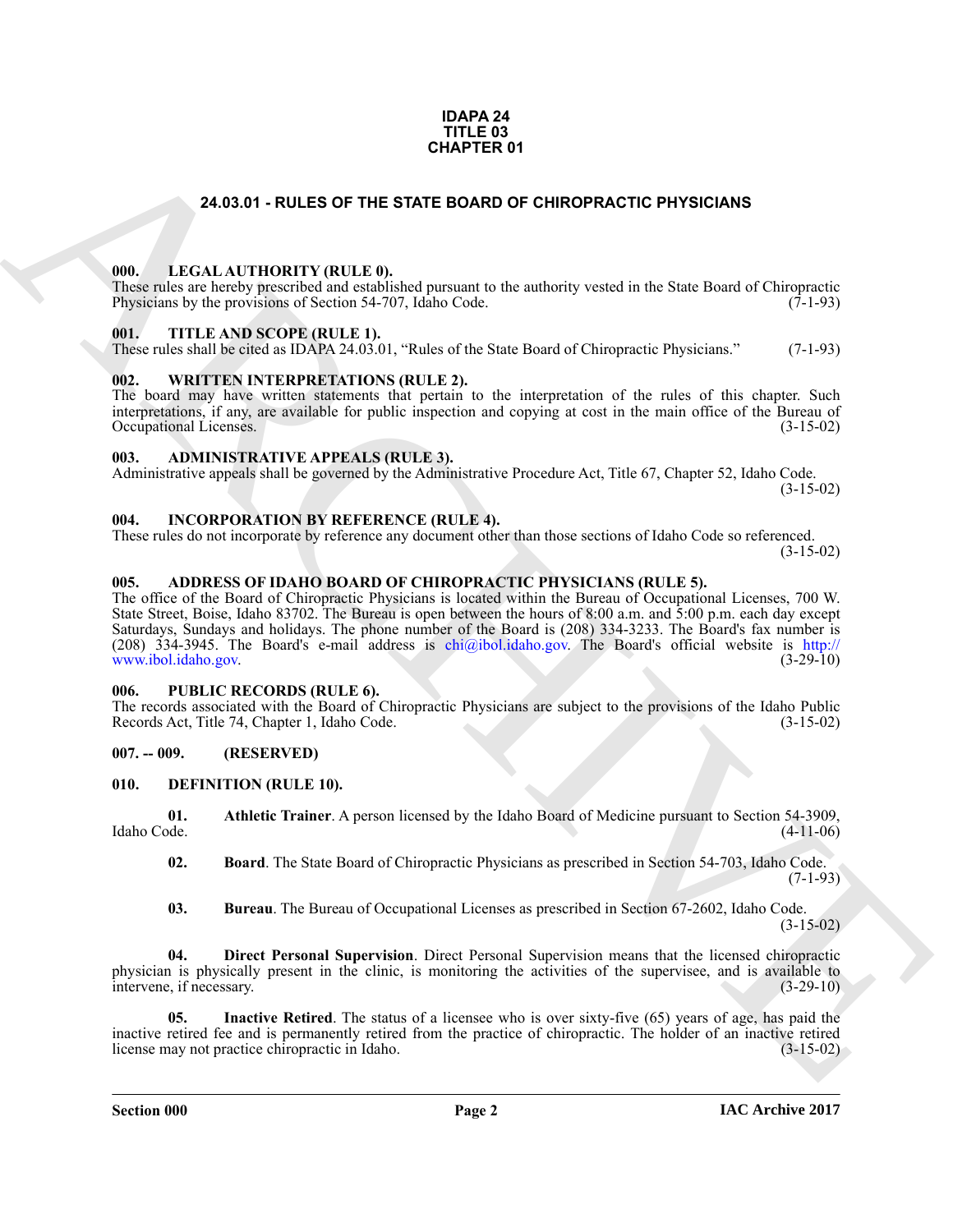**IDAPA 24**
**TITLE 03**
**CHAPTER 01**

# 24.03.01 - RULES OF THE STATE BOARD OF CHIROPRACTIC PHYSICIANS

### 000. LEGAL AUTHORITY (RULE 0).

These rules are hereby prescribed and established pursuant to the authority vested in the State Board of Chiropractic Physicians by the provisions of Section 54-707, Idaho Code. (7-1-93)

### 001. TITLE AND SCOPE (RULE 1).

These rules shall be cited as IDAPA 24.03.01, "Rules of the State Board of Chiropractic Physicians." (7-1-93)

### 002. WRITTEN INTERPRETATIONS (RULE 2).

The board may have written statements that pertain to the interpretation of the rules of this chapter. Such interpretations, if any, are available for public inspection and copying at cost in the main office of the Bureau of Occupational Licenses. (3-15-02)

### 003. ADMINISTRATIVE APPEALS (RULE 3).

Administrative appeals shall be governed by the Administrative Procedure Act, Title 67, Chapter 52, Idaho Code. (3-15-02)

### 004. INCORPORATION BY REFERENCE (RULE 4).

These rules do not incorporate by reference any document other than those sections of Idaho Code so referenced. (3-15-02)

### 005. ADDRESS OF IDAHO BOARD OF CHIROPRACTIC PHYSICIANS (RULE 5).

The office of the Board of Chiropractic Physicians is located within the Bureau of Occupational Licenses, 700 W. State Street, Boise, Idaho 83702. The Bureau is open between the hours of 8:00 a.m. and 5:00 p.m. each day except Saturdays, Sundays and holidays. The phone number of the Board is (208) 334-3233. The Board's fax number is (208) 334-3945. The Board's e-mail address is chi@ibol.idaho.gov. The Board's official website is http://www.ibol.idaho.gov. (3-29-10)

### 006. PUBLIC RECORDS (RULE 6).

The records associated with the Board of Chiropractic Physicians are subject to the provisions of the Idaho Public Records Act, Title 74, Chapter 1, Idaho Code. (3-15-02)

### 007. -- 009. (RESERVED)

### 010. DEFINITION (RULE 10).

**01. Athletic Trainer**. A person licensed by the Idaho Board of Medicine pursuant to Section 54-3909, Idaho Code. (4-11-06)

**02. Board**. The State Board of Chiropractic Physicians as prescribed in Section 54-703, Idaho Code. (7-1-93)

**03. Bureau**. The Bureau of Occupational Licenses as prescribed in Section 67-2602, Idaho Code. (3-15-02)

**04. Direct Personal Supervision**. Direct Personal Supervision means that the licensed chiropractic physician is physically present in the clinic, is monitoring the activities of the supervisee, and is available to intervene, if necessary. (3-29-10)

**05. Inactive Retired**. The status of a licensee who is over sixty-five (65) years of age, has paid the inactive retired fee and is permanently retired from the practice of chiropractic. The holder of an inactive retired license may not practice chiropractic in Idaho. (3-15-02)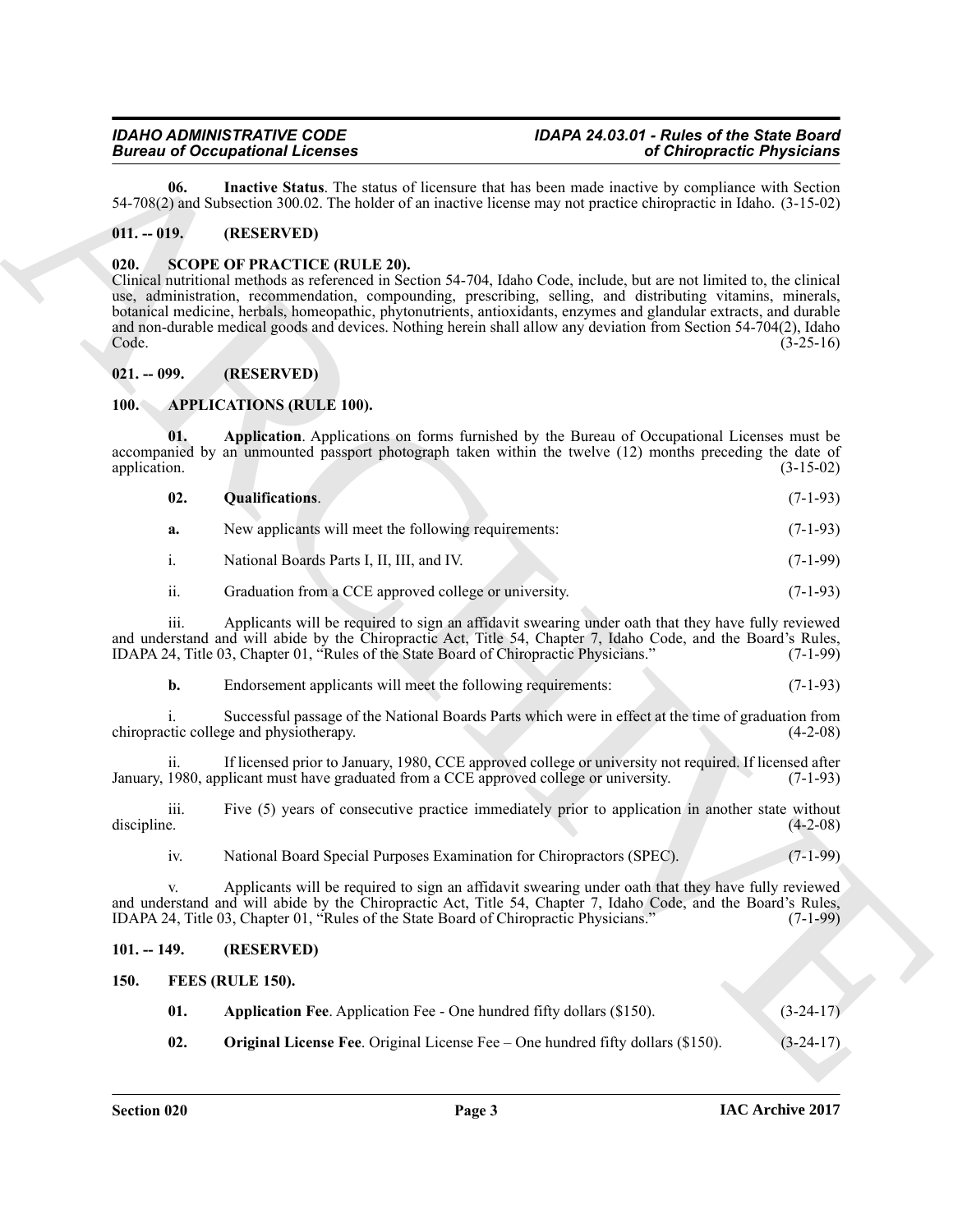**06. Inactive Status**. The status of licensure that has been made inactive by compliance with Section 54-708(2) and Subsection 300.02. The holder of an inactive license may not practice chiropractic in Idaho. (3-15-02)

## 011. -- 019. (RESERVED)

## 020. SCOPE OF PRACTICE (RULE 20).

Clinical nutritional methods as referenced in Section 54-704, Idaho Code, include, but are not limited to, the clinical use, administration, recommendation, compounding, prescribing, selling, and distributing vitamins, minerals, botanical medicine, herbals, homeopathic, phytonutrients, antioxidants, enzymes and glandular extracts, and durable and non-durable medical goods and devices. Nothing herein shall allow any deviation from Section 54-704(2), Idaho Code. (3-25-16)

## 021. -- 099. (RESERVED)

## 100. APPLICATIONS (RULE 100).

**01. Application**. Applications on forms furnished by the Bureau of Occupational Licenses must be accompanied by an unmounted passport photograph taken within the twelve (12) months preceding the date of application. (3-15-02)

**02. Qualifications**. (7-1-93)

**a.** New applicants will meet the following requirements: (7-1-93)

i. National Boards Parts I, II, III, and IV. (7-1-99)

ii. Graduation from a CCE approved college or university. (7-1-93)

iii. Applicants will be required to sign an affidavit swearing under oath that they have fully reviewed and understand and will abide by the Chiropractic Act, Title 54, Chapter 7, Idaho Code, and the Board's Rules, IDAPA 24, Title 03, Chapter 01, "Rules of the State Board of Chiropractic Physicians." (7-1-99)

**b.** Endorsement applicants will meet the following requirements: (7-1-93)

i. Successful passage of the National Boards Parts which were in effect at the time of graduation from chiropractic college and physiotherapy. (4-2-08)

ii. If licensed prior to January, 1980, CCE approved college or university not required. If licensed after January, 1980, applicant must have graduated from a CCE approved college or university. (7-1-93)

iii. Five (5) years of consecutive practice immediately prior to application in another state without discipline. (4-2-08)

iv. National Board Special Purposes Examination for Chiropractors (SPEC). (7-1-99)

v. Applicants will be required to sign an affidavit swearing under oath that they have fully reviewed and understand and will abide by the Chiropractic Act, Title 54, Chapter 7, Idaho Code, and the Board's Rules, IDAPA 24, Title 03, Chapter 01, "Rules of the State Board of Chiropractic Physicians." (7-1-99)

## 101. -- 149. (RESERVED)

## 150. FEES (RULE 150).

**01. Application Fee**. Application Fee - One hundred fifty dollars ($150). (3-24-17)

**02. Original License Fee**. Original License Fee – One hundred fifty dollars ($150). (3-24-17)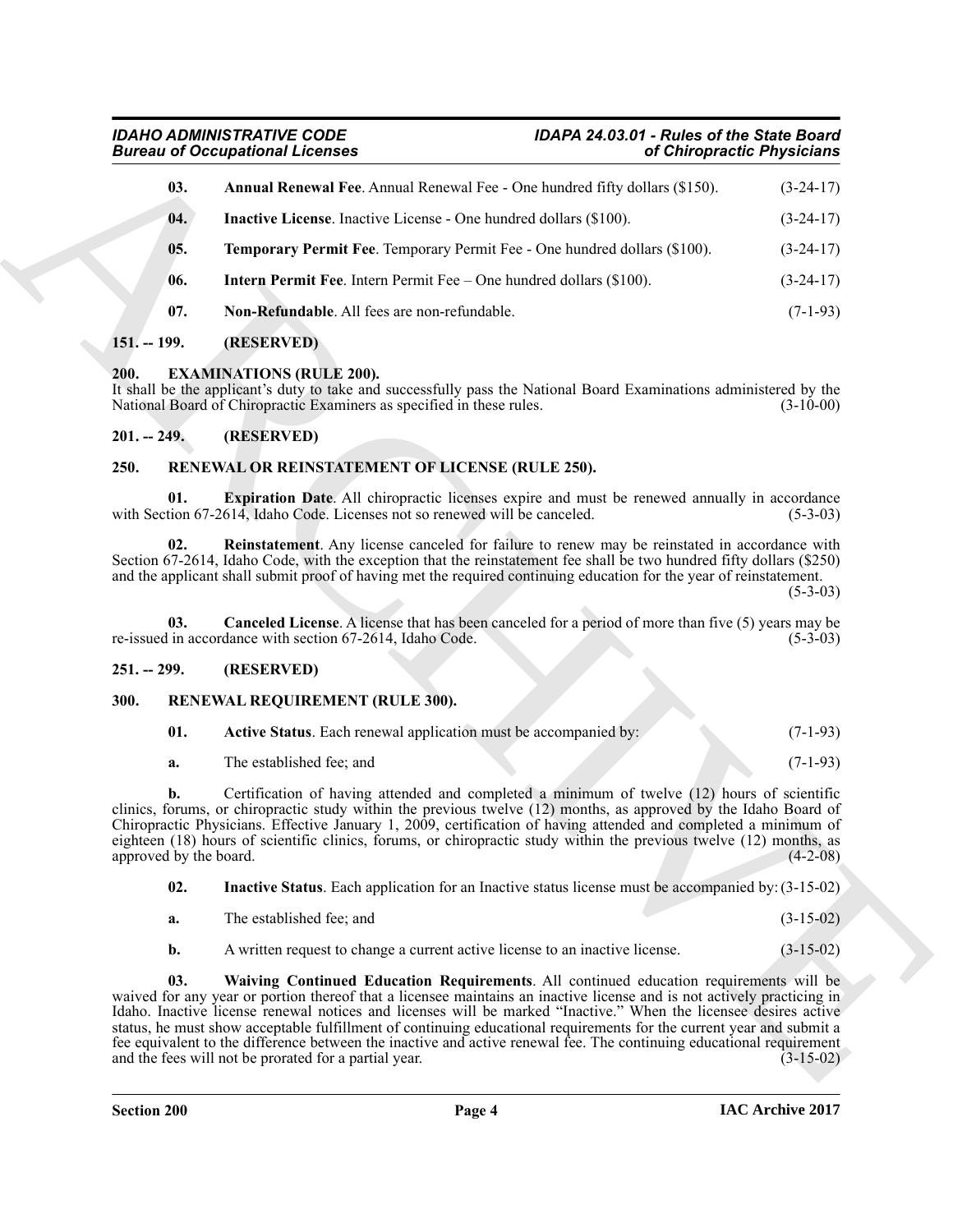**03. Annual Renewal Fee**. Annual Renewal Fee - One hundred fifty dollars ($150). (3-24-17)

**04. Inactive License**. Inactive License - One hundred dollars ($100). (3-24-17)

**05. Temporary Permit Fee**. Temporary Permit Fee - One hundred dollars ($100). (3-24-17)

**06. Intern Permit Fee**. Intern Permit Fee – One hundred dollars ($100). (3-24-17)

**07. Non-Refundable**. All fees are non-refundable. (7-1-93)

### 151. -- 199. (RESERVED)

### 200. EXAMINATIONS (RULE 200).

It shall be the applicant's duty to take and successfully pass the National Board Examinations administered by the National Board of Chiropractic Examiners as specified in these rules. (3-10-00)

### 201. -- 249. (RESERVED)

### 250. RENEWAL OR REINSTATEMENT OF LICENSE (RULE 250).

**01. Expiration Date**. All chiropractic licenses expire and must be renewed annually in accordance with Section 67-2614, Idaho Code. Licenses not so renewed will be canceled. (5-3-03)

**02. Reinstatement**. Any license canceled for failure to renew may be reinstated in accordance with Section 67-2614, Idaho Code, with the exception that the reinstatement fee shall be two hundred fifty dollars ($250) and the applicant shall submit proof of having met the required continuing education for the year of reinstatement. (5-3-03)

**03. Canceled License**. A license that has been canceled for a period of more than five (5) years may be re-issued in accordance with section 67-2614, Idaho Code. (5-3-03)

### 251. -- 299. (RESERVED)

### 300. RENEWAL REQUIREMENT (RULE 300).

**01. Active Status**. Each renewal application must be accompanied by: (7-1-93)

**a.** The established fee; and (7-1-93)

**b.** Certification of having attended and completed a minimum of twelve (12) hours of scientific clinics, forums, or chiropractic study within the previous twelve (12) months, as approved by the Idaho Board of Chiropractic Physicians. Effective January 1, 2009, certification of having attended and completed a minimum of eighteen (18) hours of scientific clinics, forums, or chiropractic study within the previous twelve (12) months, as approved by the board. (4-2-08)

**02. Inactive Status**. Each application for an Inactive status license must be accompanied by: (3-15-02)

**a.** The established fee; and (3-15-02)

**b.** A written request to change a current active license to an inactive license. (3-15-02)

**03. Waiving Continued Education Requirements**. All continued education requirements will be waived for any year or portion thereof that a licensee maintains an inactive license and is not actively practicing in Idaho. Inactive license renewal notices and licenses will be marked "Inactive." When the licensee desires active status, he must show acceptable fulfillment of continuing educational requirements for the current year and submit a fee equivalent to the difference between the inactive and active renewal fee. The continuing educational requirement and the fees will not be prorated for a partial year. (3-15-02)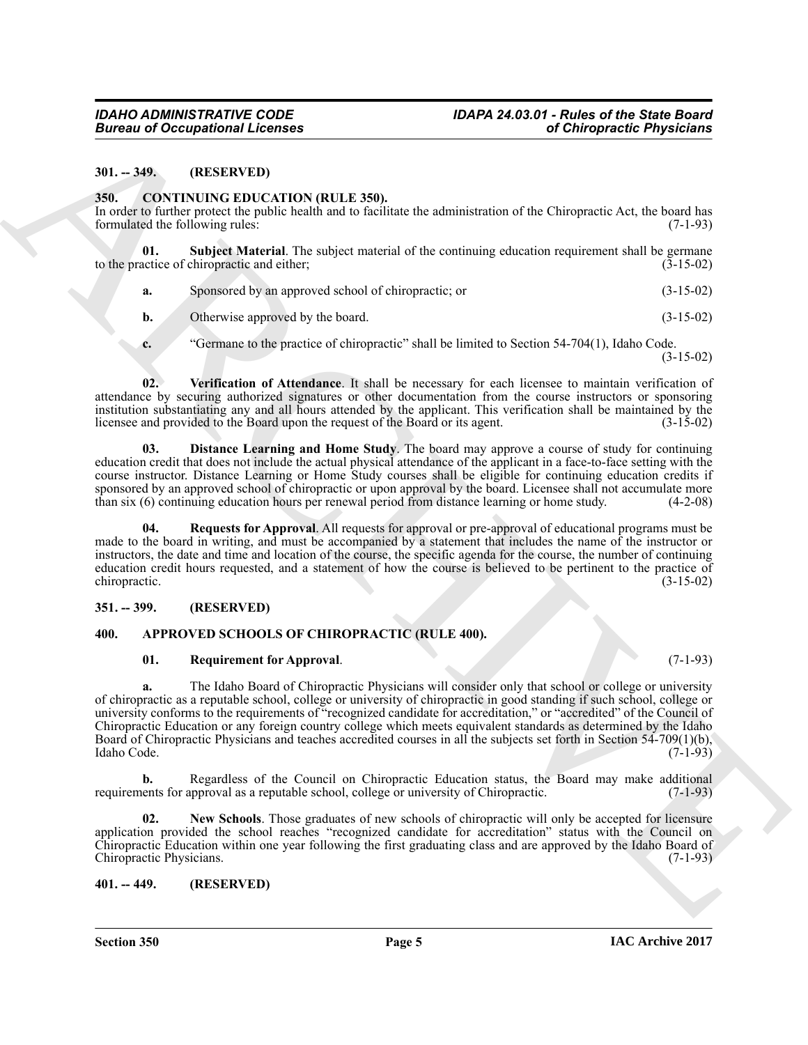**301. -- 349. (RESERVED)**

**350. CONTINUING EDUCATION (RULE 350).**

In order to further protect the public health and to facilitate the administration of the Chiropractic Act, the board has formulated the following rules: (7-1-93)

**01. Subject Material**. The subject material of the continuing education requirement shall be germane to the practice of chiropractic and either; (3-15-02)

**a.** Sponsored by an approved school of chiropractic; or (3-15-02)

**b.** Otherwise approved by the board. (3-15-02)

**c.** "Germane to the practice of chiropractic" shall be limited to Section 54-704(1), Idaho Code. (3-15-02)

**02. Verification of Attendance**. It shall be necessary for each licensee to maintain verification of attendance by securing authorized signatures or other documentation from the course instructors or sponsoring institution substantiating any and all hours attended by the applicant. This verification shall be maintained by the licensee and provided to the Board upon the request of the Board or its agent. (3-15-02)

**03. Distance Learning and Home Study**. The board may approve a course of study for continuing education credit that does not include the actual physical attendance of the applicant in a face-to-face setting with the course instructor. Distance Learning or Home Study courses shall be eligible for continuing education credits if sponsored by an approved school of chiropractic or upon approval by the board. Licensee shall not accumulate more than six (6) continuing education hours per renewal period from distance learning or home study. (4-2-08)

**04. Requests for Approval**. All requests for approval or pre-approval of educational programs must be made to the board in writing, and must be accompanied by a statement that includes the name of the instructor or instructors, the date and time and location of the course, the specific agenda for the course, the number of continuing education credit hours requested, and a statement of how the course is believed to be pertinent to the practice of chiropractic. (3-15-02)

**351. -- 399. (RESERVED)**

**400. APPROVED SCHOOLS OF CHIROPRACTIC (RULE 400).**

**01. Requirement for Approval**. (7-1-93)

**a.** The Idaho Board of Chiropractic Physicians will consider only that school or college or university of chiropractic as a reputable school, college or university of chiropractic in good standing if such school, college or university conforms to the requirements of "recognized candidate for accreditation," or "accredited" of the Council of Chiropractic Education or any foreign country college which meets equivalent standards as determined by the Idaho Board of Chiropractic Physicians and teaches accredited courses in all the subjects set forth in Section 54-709(1)(b), Idaho Code. (7-1-93)

**b.** Regardless of the Council on Chiropractic Education status, the Board may make additional requirements for approval as a reputable school, college or university of Chiropractic. (7-1-93)

**02. New Schools**. Those graduates of new schools of chiropractic will only be accepted for licensure application provided the school reaches "recognized candidate for accreditation" status with the Council on Chiropractic Education within one year following the first graduating class and are approved by the Idaho Board of Chiropractic Physicians. (7-1-93)

**401. -- 449. (RESERVED)**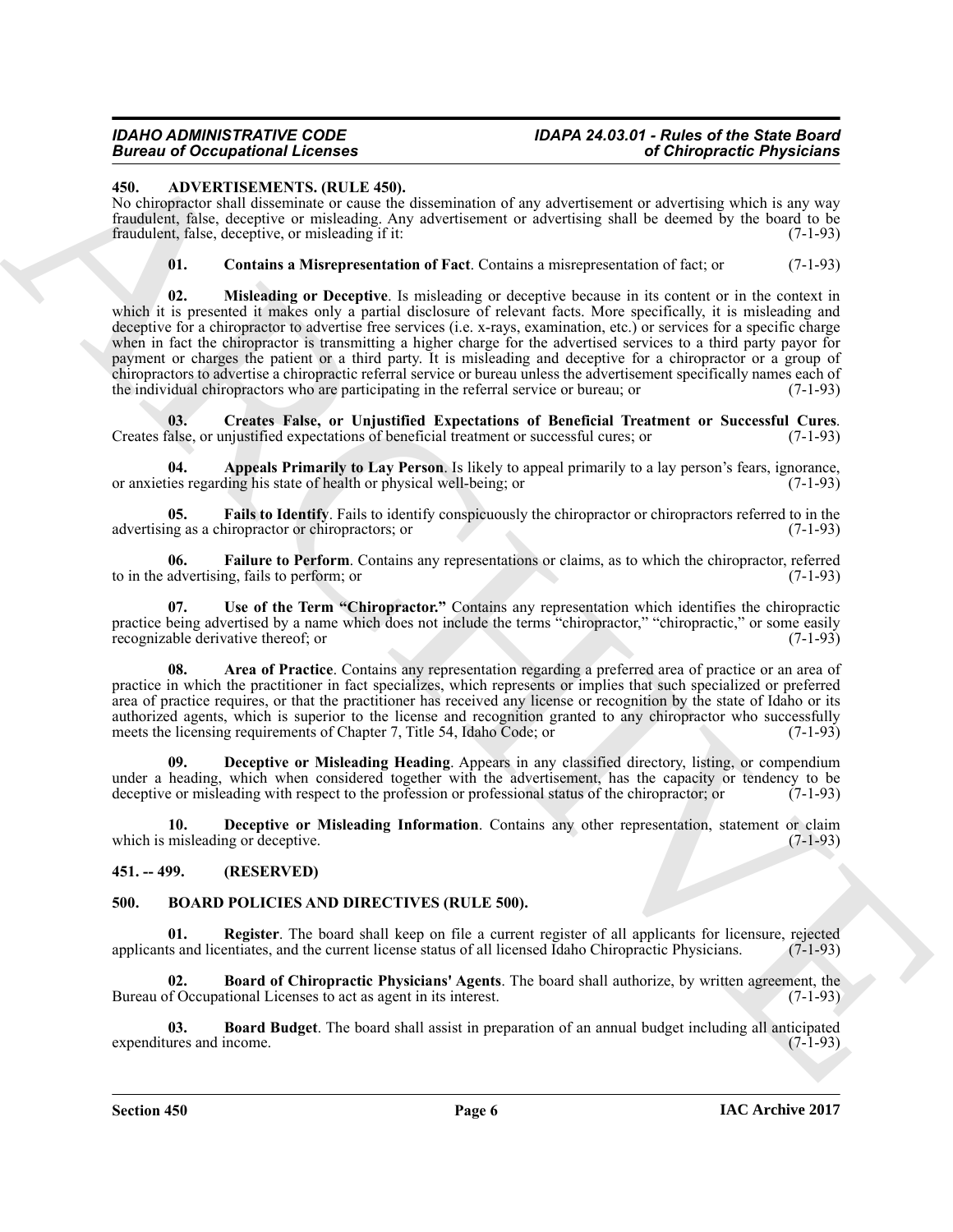## 450. ADVERTISEMENTS. (RULE 450).

No chiropractor shall disseminate or cause the dissemination of any advertisement or advertising which is any way fraudulent, false, deceptive or misleading. Any advertisement or advertising shall be deemed by the board to be fraudulent, false, deceptive, or misleading if it: (7-1-93)

**01. Contains a Misrepresentation of Fact**. Contains a misrepresentation of fact; or (7-1-93)

**02. Misleading or Deceptive**. Is misleading or deceptive because in its content or in the context in which it is presented it makes only a partial disclosure of relevant facts. More specifically, it is misleading and deceptive for a chiropractor to advertise free services (i.e. x-rays, examination, etc.) or services for a specific charge when in fact the chiropractor is transmitting a higher charge for the advertised services to a third party payor for payment or charges the patient or a third party. It is misleading and deceptive for a chiropractor or a group of chiropractors to advertise a chiropractic referral service or bureau unless the advertisement specifically names each of the individual chiropractors who are participating in the referral service or bureau; or (7-1-93)

**03. Creates False, or Unjustified Expectations of Beneficial Treatment or Successful Cures**. Creates false, or unjustified expectations of beneficial treatment or successful cures; or (7-1-93)

**04. Appeals Primarily to Lay Person**. Is likely to appeal primarily to a lay person's fears, ignorance, or anxieties regarding his state of health or physical well-being; or (7-1-93)

**05. Fails to Identify**. Fails to identify conspicuously the chiropractor or chiropractors referred to in the advertising as a chiropractor or chiropractors; or (7-1-93)

**06. Failure to Perform**. Contains any representations or claims, as to which the chiropractor, referred to in the advertising, fails to perform; or (7-1-93)

**07. Use of the Term "Chiropractor."** Contains any representation which identifies the chiropractic practice being advertised by a name which does not include the terms "chiropractor," "chiropractic," or some easily recognizable derivative thereof; or (7-1-93)

**08. Area of Practice**. Contains any representation regarding a preferred area of practice or an area of practice in which the practitioner in fact specializes, which represents or implies that such specialized or preferred area of practice requires, or that the practitioner has received any license or recognition by the state of Idaho or its authorized agents, which is superior to the license and recognition granted to any chiropractor who successfully meets the licensing requirements of Chapter 7, Title 54, Idaho Code; or (7-1-93)

**09. Deceptive or Misleading Heading**. Appears in any classified directory, listing, or compendium under a heading, which when considered together with the advertisement, has the capacity or tendency to be deceptive or misleading with respect to the profession or professional status of the chiropractor; or (7-1-93)

**10. Deceptive or Misleading Information**. Contains any other representation, statement or claim which is misleading or deceptive. (7-1-93)

## 451. -- 499. (RESERVED)

## 500. BOARD POLICIES AND DIRECTIVES (RULE 500).

**01. Register**. The board shall keep on file a current register of all applicants for licensure, rejected applicants and licentiates, and the current license status of all licensed Idaho Chiropractic Physicians. (7-1-93)

**02. Board of Chiropractic Physicians' Agents**. The board shall authorize, by written agreement, the Bureau of Occupational Licenses to act as agent in its interest. (7-1-93)

**03. Board Budget**. The board shall assist in preparation of an annual budget including all anticipated expenditures and income. (7-1-93)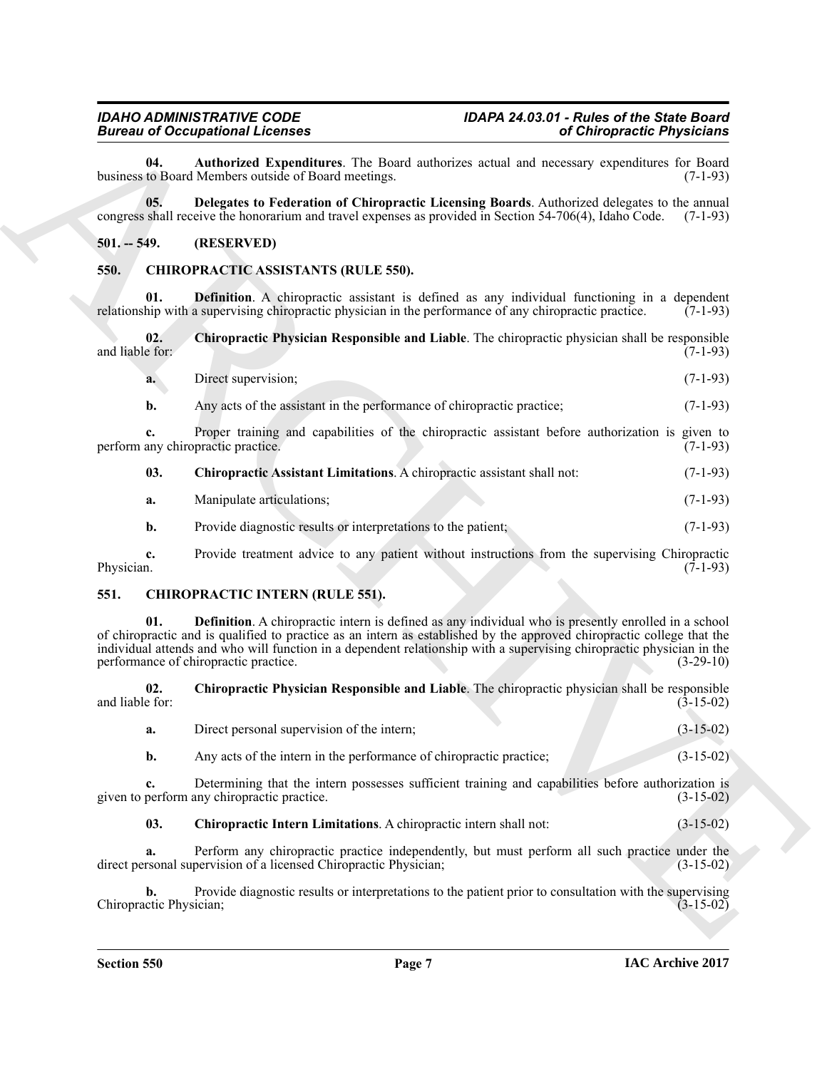**04. Authorized Expenditures**. The Board authorizes actual and necessary expenditures for Board business to Board Members outside of Board meetings. (7-1-93)

**05. Delegates to Federation of Chiropractic Licensing Boards**. Authorized delegates to the annual congress shall receive the honorarium and travel expenses as provided in Section 54-706(4), Idaho Code. (7-1-93)

## 501. -- 549. (RESERVED)

## 550. CHIROPRACTIC ASSISTANTS (RULE 550).

**01. Definition**. A chiropractic assistant is defined as any individual functioning in a dependent relationship with a supervising chiropractic physician in the performance of any chiropractic practice. (7-1-93)

**02. Chiropractic Physician Responsible and Liable**. The chiropractic physician shall be responsible and liable for: (7-1-93)

**a.** Direct supervision; (7-1-93)

**b.** Any acts of the assistant in the performance of chiropractic practice; (7-1-93)

**c.** Proper training and capabilities of the chiropractic assistant before authorization is given to perform any chiropractic practice. (7-1-93)

**03. Chiropractic Assistant Limitations**. A chiropractic assistant shall not: (7-1-93)

**a.** Manipulate articulations; (7-1-93)

**b.** Provide diagnostic results or interpretations to the patient; (7-1-93)

**c.** Provide treatment advice to any patient without instructions from the supervising Chiropractic Physician. (7-1-93)

## 551. CHIROPRACTIC INTERN (RULE 551).

**01. Definition**. A chiropractic intern is defined as any individual who is presently enrolled in a school of chiropractic and is qualified to practice as an intern as established by the approved chiropractic college that the individual attends and who will function in a dependent relationship with a supervising chiropractic physician in the performance of chiropractic practice. (3-29-10)

**02. Chiropractic Physician Responsible and Liable**. The chiropractic physician shall be responsible and liable for: (3-15-02)

**a.** Direct personal supervision of the intern; (3-15-02)

**b.** Any acts of the intern in the performance of chiropractic practice; (3-15-02)

**c.** Determining that the intern possesses sufficient training and capabilities before authorization is given to perform any chiropractic practice. (3-15-02)

**03. Chiropractic Intern Limitations**. A chiropractic intern shall not: (3-15-02)

**a.** Perform any chiropractic practice independently, but must perform all such practice under the direct personal supervision of a licensed Chiropractic Physician; (3-15-02)

**b.** Provide diagnostic results or interpretations to the patient prior to consultation with the supervising Chiropractic Physician; (3-15-02)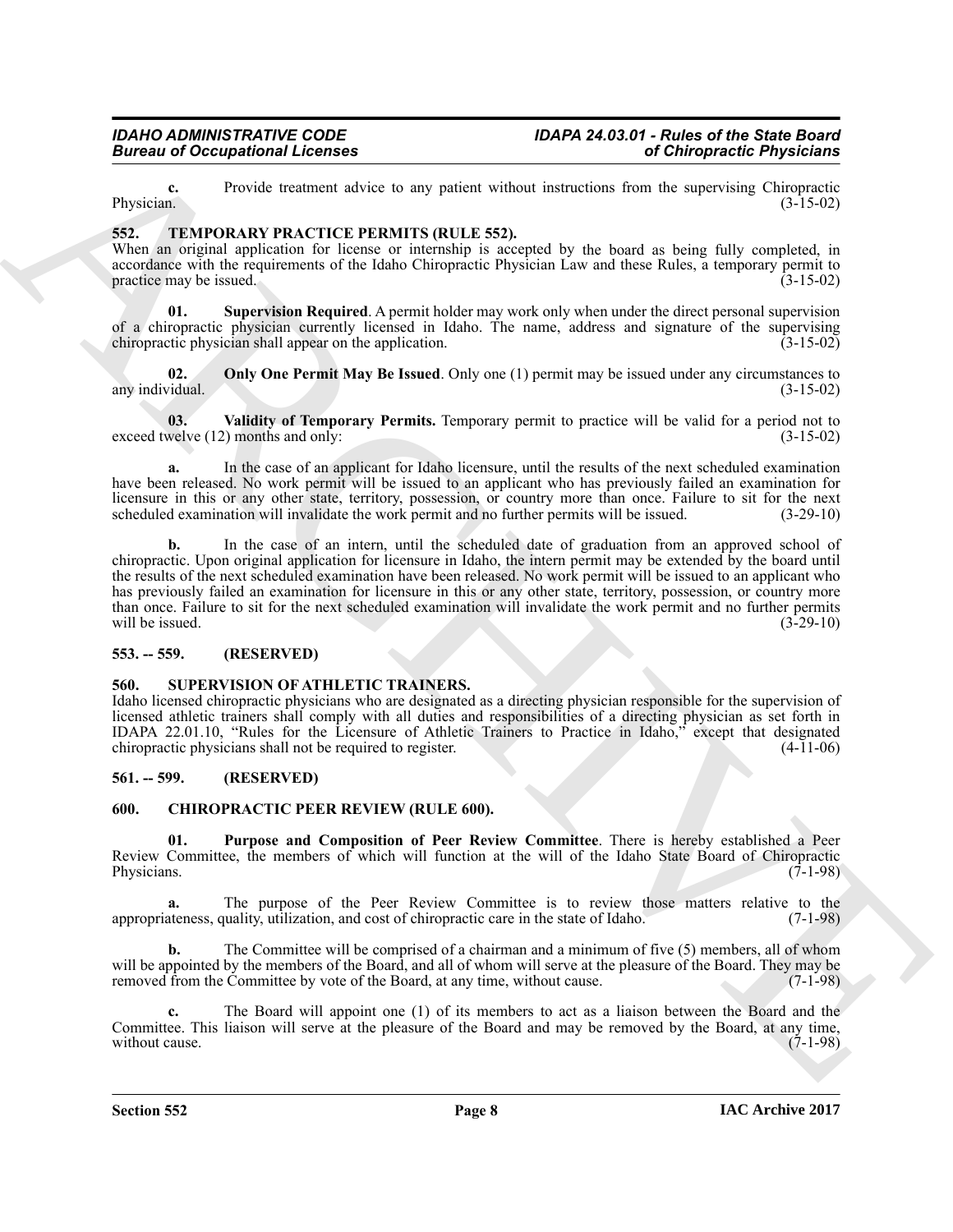**c.** Provide treatment advice to any patient without instructions from the supervising Chiropractic Physician. (3-15-02)

## 552. TEMPORARY PRACTICE PERMITS (RULE 552).

When an original application for license or internship is accepted by the board as being fully completed, in accordance with the requirements of the Idaho Chiropractic Physician Law and these Rules, a temporary permit to practice may be issued. (3-15-02)

**01. Supervision Required**. A permit holder may work only when under the direct personal supervision of a chiropractic physician currently licensed in Idaho. The name, address and signature of the supervising chiropractic physician shall appear on the application. (3-15-02)

**02. Only One Permit May Be Issued**. Only one (1) permit may be issued under any circumstances to any individual. (3-15-02)

**03. Validity of Temporary Permits.** Temporary permit to practice will be valid for a period not to exceed twelve (12) months and only: (3-15-02)

**a.** In the case of an applicant for Idaho licensure, until the results of the next scheduled examination have been released. No work permit will be issued to an applicant who has previously failed an examination for licensure in this or any other state, territory, possession, or country more than once. Failure to sit for the next scheduled examination will invalidate the work permit and no further permits will be issued. (3-29-10)

**b.** In the case of an intern, until the scheduled date of graduation from an approved school of chiropractic. Upon original application for licensure in Idaho, the intern permit may be extended by the board until the results of the next scheduled examination have been released. No work permit will be issued to an applicant who has previously failed an examination for licensure in this or any other state, territory, possession, or country more than once. Failure to sit for the next scheduled examination will invalidate the work permit and no further permits will be issued. (3-29-10)

## 553. -- 559. (RESERVED)

## 560. SUPERVISION OF ATHLETIC TRAINERS.

Idaho licensed chiropractic physicians who are designated as a directing physician responsible for the supervision of licensed athletic trainers shall comply with all duties and responsibilities of a directing physician as set forth in IDAPA 22.01.10, "Rules for the Licensure of Athletic Trainers to Practice in Idaho," except that designated chiropractic physicians shall not be required to register. (4-11-06)

## 561. -- 599. (RESERVED)

## 600. CHIROPRACTIC PEER REVIEW (RULE 600).

**01. Purpose and Composition of Peer Review Committee**. There is hereby established a Peer Review Committee, the members of which will function at the will of the Idaho State Board of Chiropractic Physicians. (7-1-98)

**a.** The purpose of the Peer Review Committee is to review those matters relative to the appropriateness, quality, utilization, and cost of chiropractic care in the state of Idaho. (7-1-98)

**b.** The Committee will be comprised of a chairman and a minimum of five (5) members, all of whom will be appointed by the members of the Board, and all of whom will serve at the pleasure of the Board. They may be removed from the Committee by vote of the Board, at any time, without cause. (7-1-98)

**c.** The Board will appoint one (1) of its members to act as a liaison between the Board and the Committee. This liaison will serve at the pleasure of the Board and may be removed by the Board, at any time, without cause. (7-1-98)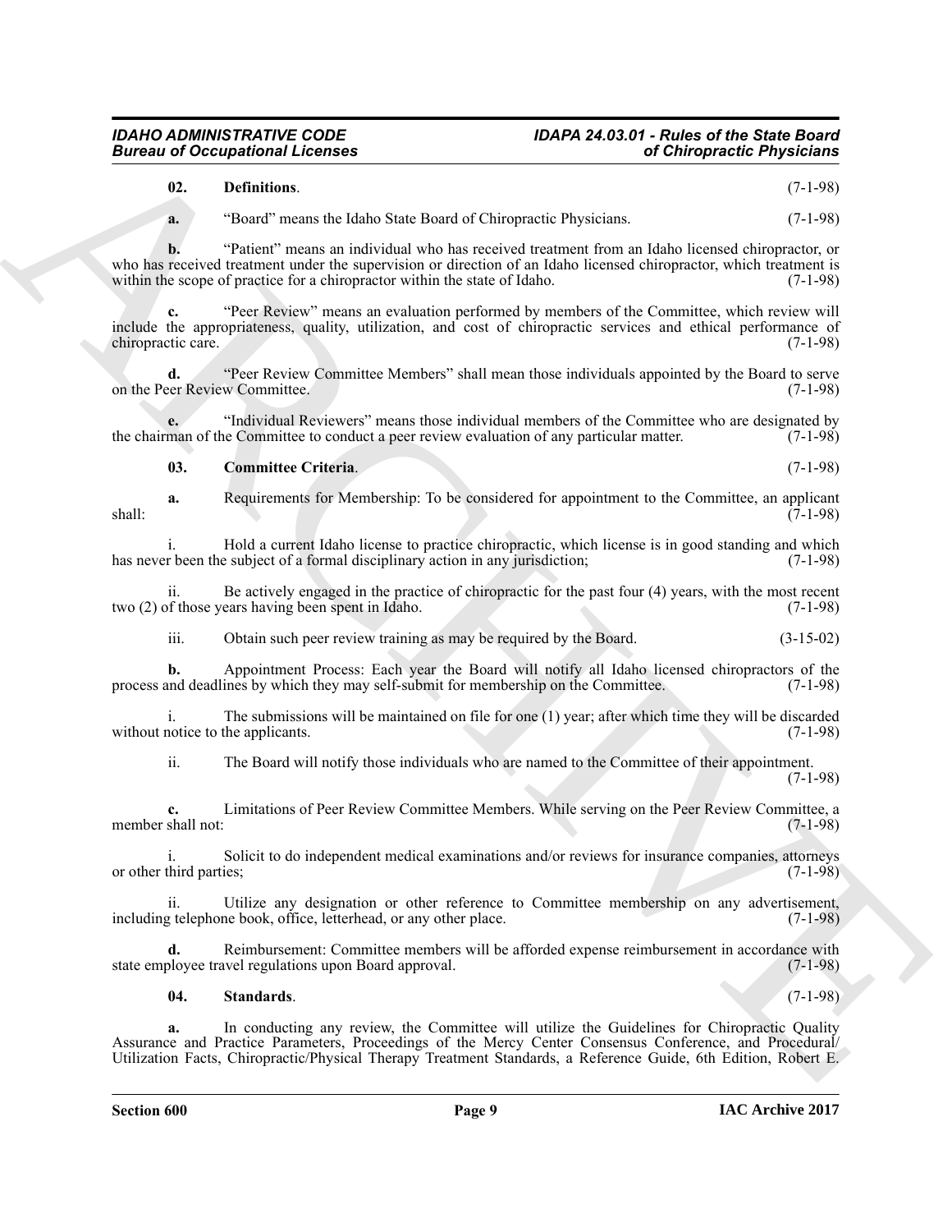**02. Definitions.** (7-1-98)

**a.** "Board" means the Idaho State Board of Chiropractic Physicians. (7-1-98)

**b.** "Patient" means an individual who has received treatment from an Idaho licensed chiropractor, or who has received treatment under the supervision or direction of an Idaho licensed chiropractor, which treatment is within the scope of practice for a chiropractor within the state of Idaho. (7-1-98)

**c.** "Peer Review" means an evaluation performed by members of the Committee, which review will include the appropriateness, quality, utilization, and cost of chiropractic services and ethical performance of chiropractic care. (7-1-98)

**d.** "Peer Review Committee Members" shall mean those individuals appointed by the Board to serve on the Peer Review Committee. (7-1-98)

**e.** "Individual Reviewers" means those individual members of the Committee who are designated by the chairman of the Committee to conduct a peer review evaluation of any particular matter. (7-1-98)

**03. Committee Criteria.** (7-1-98)

**a.** Requirements for Membership: To be considered for appointment to the Committee, an applicant shall: (7-1-98)

i. Hold a current Idaho license to practice chiropractic, which license is in good standing and which has never been the subject of a formal disciplinary action in any jurisdiction; (7-1-98)

ii. Be actively engaged in the practice of chiropractic for the past four (4) years, with the most recent two (2) of those years having been spent in Idaho. (7-1-98)

iii. Obtain such peer review training as may be required by the Board. (3-15-02)

**b.** Appointment Process: Each year the Board will notify all Idaho licensed chiropractors of the process and deadlines by which they may self-submit for membership on the Committee. (7-1-98)

i. The submissions will be maintained on file for one (1) year; after which time they will be discarded without notice to the applicants. (7-1-98)

ii. The Board will notify those individuals who are named to the Committee of their appointment. (7-1-98)

**c.** Limitations of Peer Review Committee Members. While serving on the Peer Review Committee, a member shall not: (7-1-98)

i. Solicit to do independent medical examinations and/or reviews for insurance companies, attorneys or other third parties; (7-1-98)

ii. Utilize any designation or other reference to Committee membership on any advertisement, including telephone book, office, letterhead, or any other place. (7-1-98)

**d.** Reimbursement: Committee members will be afforded expense reimbursement in accordance with state employee travel regulations upon Board approval. (7-1-98)

**04. Standards.** (7-1-98)

**a.** In conducting any review, the Committee will utilize the Guidelines for Chiropractic Quality Assurance and Practice Parameters, Proceedings of the Mercy Center Consensus Conference, and Procedural/ Utilization Facts, Chiropractic/Physical Therapy Treatment Standards, a Reference Guide, 6th Edition, Robert E.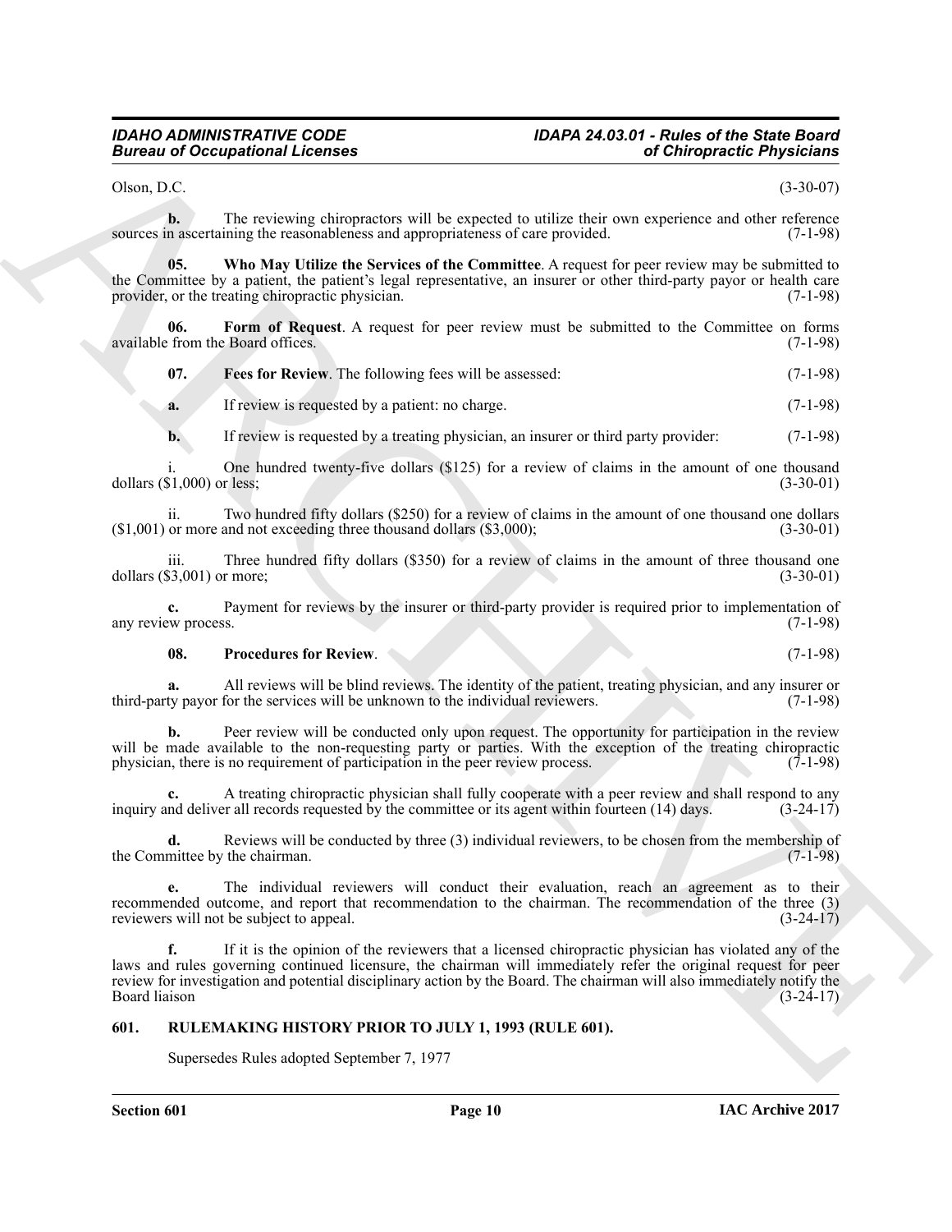Olson, D.C. (3-30-07)

**b.** The reviewing chiropractors will be expected to utilize their own experience and other reference sources in ascertaining the reasonableness and appropriateness of care provided. (7-1-98)

**05. Who May Utilize the Services of the Committee**. A request for peer review may be submitted to the Committee by a patient, the patient's legal representative, an insurer or other third-party payor or health care provider, or the treating chiropractic physician. (7-1-98)

**06. Form of Request**. A request for peer review must be submitted to the Committee on forms available from the Board offices. (7-1-98)

**07. Fees for Review**. The following fees will be assessed: (7-1-98)

**a.** If review is requested by a patient: no charge. (7-1-98)

**b.** If review is requested by a treating physician, an insurer or third party provider: (7-1-98)

i. One hundred twenty-five dollars ($125) for a review of claims in the amount of one thousand dollars ($1,000) or less; (3-30-01)

ii. Two hundred fifty dollars ($250) for a review of claims in the amount of one thousand one dollars ($1,001) or more and not exceeding three thousand dollars ($3,000); (3-30-01)

iii. Three hundred fifty dollars ($350) for a review of claims in the amount of three thousand one dollars ($3,001) or more; (3-30-01)

**c.** Payment for reviews by the insurer or third-party provider is required prior to implementation of any review process. (7-1-98)

**08. Procedures for Review**. (7-1-98)

**a.** All reviews will be blind reviews. The identity of the patient, treating physician, and any insurer or third-party payor for the services will be unknown to the individual reviewers. (7-1-98)

**b.** Peer review will be conducted only upon request. The opportunity for participation in the review will be made available to the non-requesting party or parties. With the exception of the treating chiropractic physician, there is no requirement of participation in the peer review process. (7-1-98)

**c.** A treating chiropractic physician shall fully cooperate with a peer review and shall respond to any inquiry and deliver all records requested by the committee or its agent within fourteen (14) days. (3-24-17)

**d.** Reviews will be conducted by three (3) individual reviewers, to be chosen from the membership of the Committee by the chairman. (7-1-98)

**e.** The individual reviewers will conduct their evaluation, reach an agreement as to their recommended outcome, and report that recommendation to the chairman. The recommendation of the three (3) reviewers will not be subject to appeal. (3-24-17)

**f.** If it is the opinion of the reviewers that a licensed chiropractic physician has violated any of the laws and rules governing continued licensure, the chairman will immediately refer the original request for peer review for investigation and potential disciplinary action by the Board. The chairman will also immediately notify the Board liaison (3-24-17)

## 601. RULEMAKING HISTORY PRIOR TO JULY 1, 1993 (RULE 601).

Supersedes Rules adopted September 7, 1977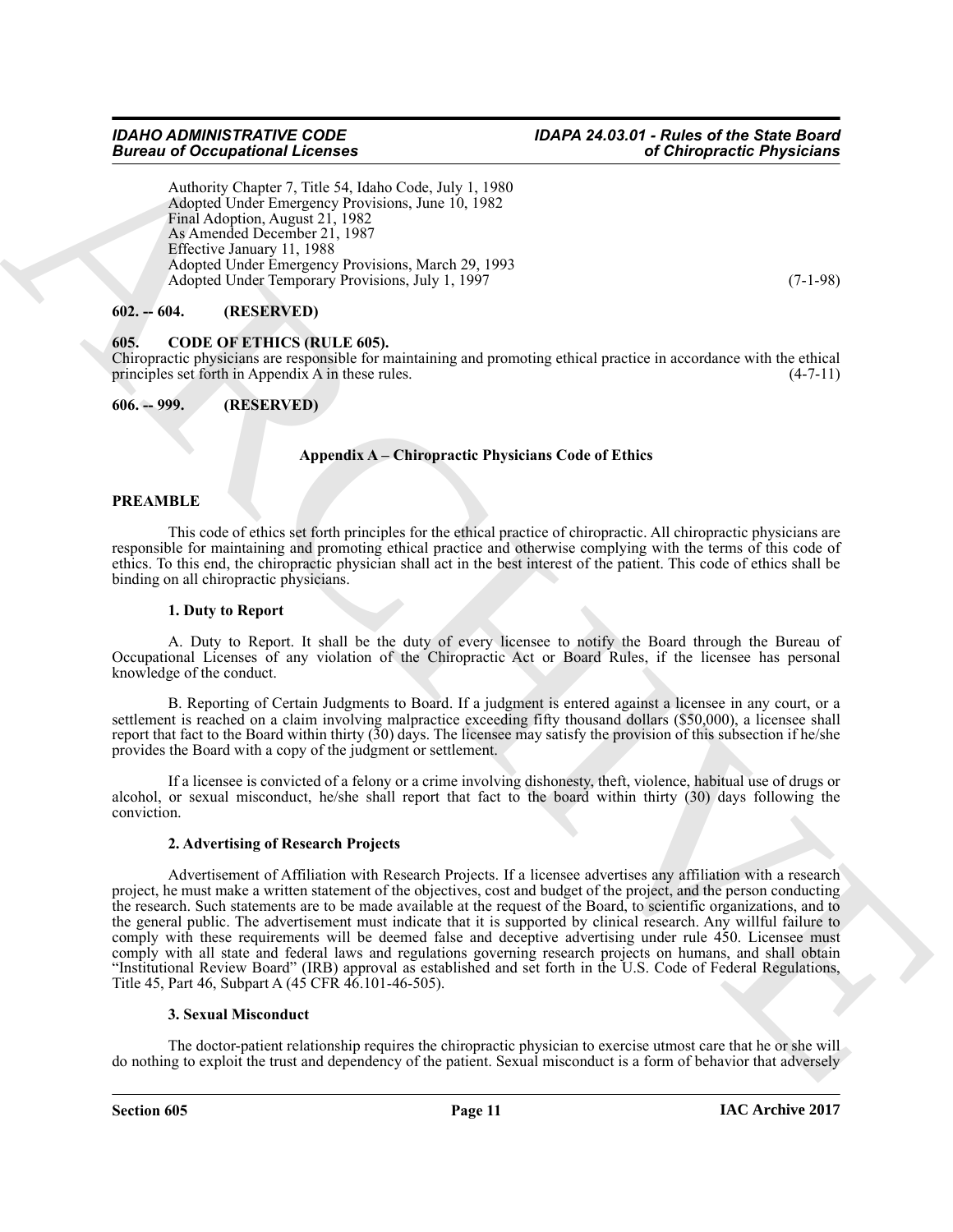Authority Chapter 7, Title 54, Idaho Code, July 1, 1980
Adopted Under Emergency Provisions, June 10, 1982
Final Adoption, August 21, 1982
As Amended December 21, 1987
Effective January 11, 1988
Adopted Under Emergency Provisions, March 29, 1993
Adopted Under Temporary Provisions, July 1, 1997 (7-1-98)

**602. -- 604. (RESERVED)**

**605. CODE OF ETHICS (RULE 605).**

Chiropractic physicians are responsible for maintaining and promoting ethical practice in accordance with the ethical principles set forth in Appendix A in these rules. (4-7-11)

**606. -- 999. (RESERVED)**

## Appendix A – Chiropractic Physicians Code of Ethics

### PREAMBLE

This code of ethics set forth principles for the ethical practice of chiropractic. All chiropractic physicians are responsible for maintaining and promoting ethical practice and otherwise complying with the terms of this code of ethics. To this end, the chiropractic physician shall act in the best interest of the patient. This code of ethics shall be binding on all chiropractic physicians.

#### 1. Duty to Report

A. Duty to Report. It shall be the duty of every licensee to notify the Board through the Bureau of Occupational Licenses of any violation of the Chiropractic Act or Board Rules, if the licensee has personal knowledge of the conduct.

B. Reporting of Certain Judgments to Board. If a judgment is entered against a licensee in any court, or a settlement is reached on a claim involving malpractice exceeding fifty thousand dollars ($50,000), a licensee shall report that fact to the Board within thirty (30) days. The licensee may satisfy the provision of this subsection if he/she provides the Board with a copy of the judgment or settlement.

If a licensee is convicted of a felony or a crime involving dishonesty, theft, violence, habitual use of drugs or alcohol, or sexual misconduct, he/she shall report that fact to the board within thirty (30) days following the conviction.

#### 2. Advertising of Research Projects

Advertisement of Affiliation with Research Projects. If a licensee advertises any affiliation with a research project, he must make a written statement of the objectives, cost and budget of the project, and the person conducting the research. Such statements are to be made available at the request of the Board, to scientific organizations, and to the general public. The advertisement must indicate that it is supported by clinical research. Any willful failure to comply with these requirements will be deemed false and deceptive advertising under rule 450. Licensees must comply with all state and federal laws and regulations governing research projects on humans, and shall obtain "Institutional Review Board" (IRB) approval as established and set forth in the U.S. Code of Federal Regulations, Title 45, Part 46, Subpart A (45 CFR 46.101-46-505).

#### 3. Sexual Misconduct

The doctor-patient relationship requires the chiropractic physician to exercise utmost care that he or she will do nothing to exploit the trust and dependency of the patient. Sexual misconduct is a form of behavior that adversely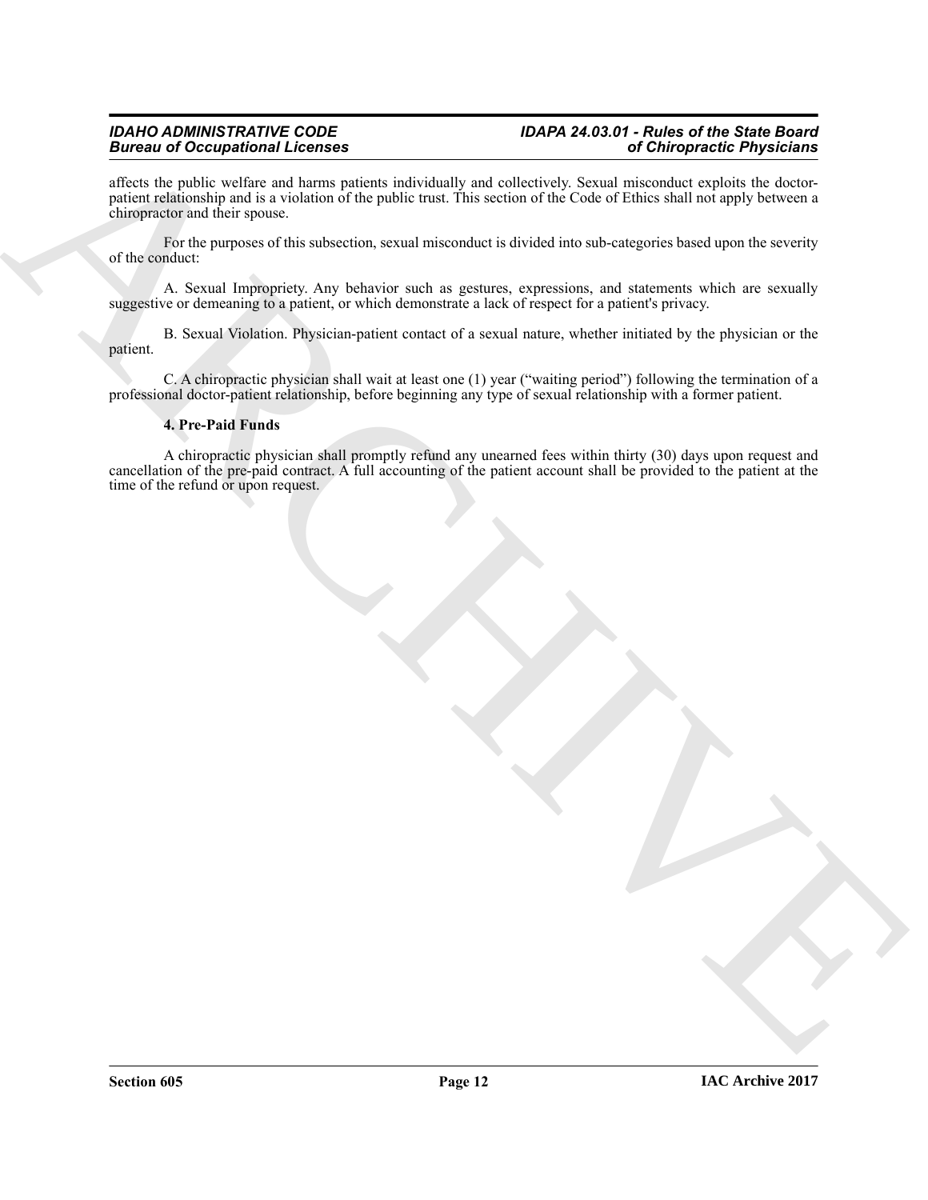affects the public welfare and harms patients individually and collectively. Sexual misconduct exploits the doctor-patient relationship and is a violation of the public trust. This section of the Code of Ethics shall not apply between a chiropractor and their spouse.

For the purposes of this subsection, sexual misconduct is divided into sub-categories based upon the severity of the conduct:

A. Sexual Impropriety. Any behavior such as gestures, expressions, and statements which are sexually suggestive or demeaning to a patient, or which demonstrate a lack of respect for a patient's privacy.

B. Sexual Violation. Physician-patient contact of a sexual nature, whether initiated by the physician or the patient.

C. A chiropractic physician shall wait at least one (1) year ("waiting period") following the termination of a professional doctor-patient relationship, before beginning any type of sexual relationship with a former patient.

**4. Pre-Paid Funds**

A chiropractic physician shall promptly refund any unearned fees within thirty (30) days upon request and cancellation of the pre-paid contract. A full accounting of the patient account shall be provided to the patient at the time of the refund or upon request.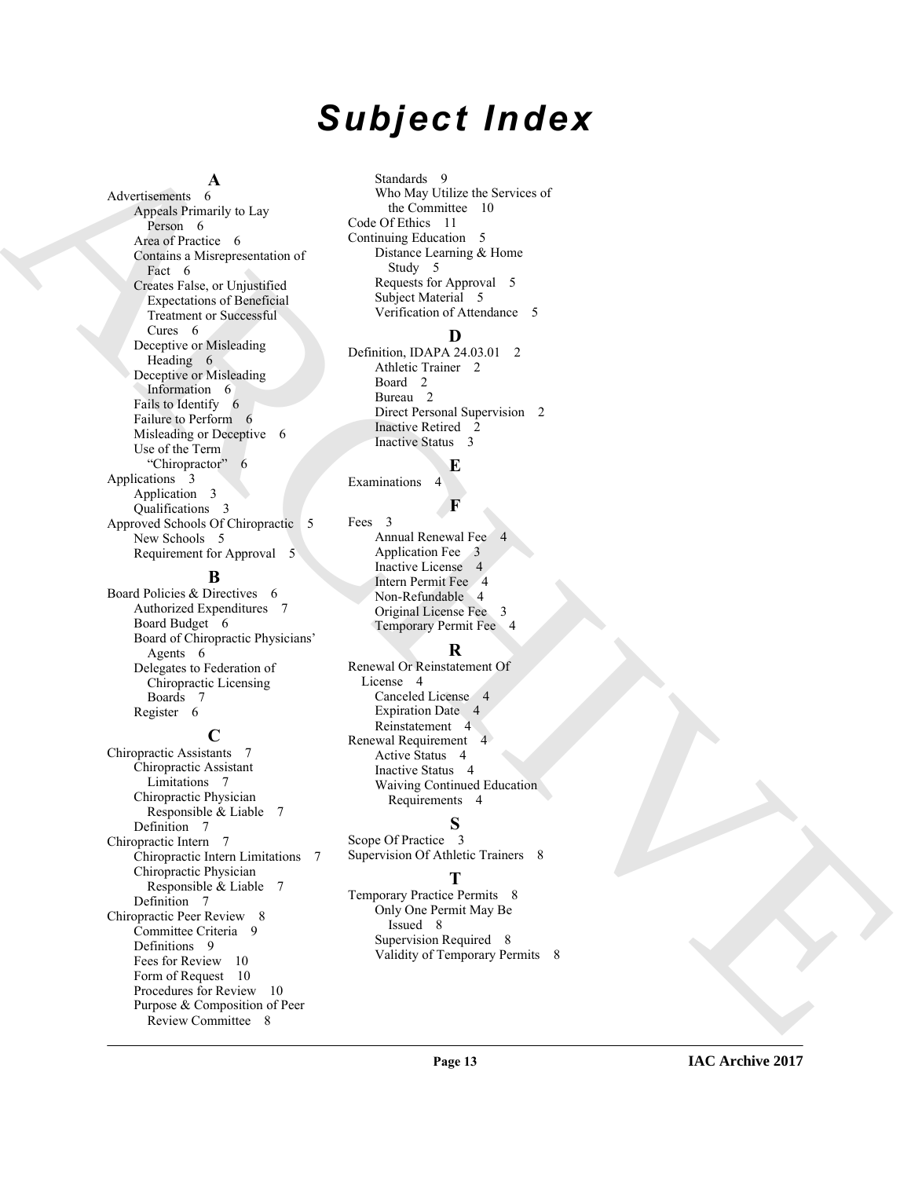# Subject Index

**A**

Advertisements 6
- Appeals Primarily to Lay Person 6
- Area of Practice 6
- Contains a Misrepresentation of Fact 6
- Creates False, or Unjustified Expectations of Beneficial Treatment or Successful Cures 6
- Deceptive or Misleading Heading 6
- Deceptive or Misleading Information 6
- Fails to Identify 6
- Failure to Perform 6
- Misleading or Deceptive 6
- Use of the Term "Chiropractor" 6

Applications 3
- Application 3
- Qualifications 3

Approved Schools Of Chiropractic 5
- New Schools 5
- Requirement for Approval 5

**B**

Board Policies & Directives 6
- Authorized Expenditures 7
- Board Budget 6
- Board of Chiropractic Physicians' Agents 6
- Delegates to Federation of Chiropractic Licensing Boards 7
- Register 6

**C**

Chiropractic Assistants 7
- Chiropractic Assistant Limitations 7
- Chiropractic Physician Responsible & Liable 7
- Definition 7

Chiropractic Intern 7
- Chiropractic Intern Limitations 7
- Chiropractic Physician Responsible & Liable 7
- Definition 7

Chiropractic Peer Review 8
- Committee Criteria 9
- Definitions 9
- Fees for Review 10
- Form of Request 10
- Procedures for Review 10
- Purpose & Composition of Peer Review Committee 8
- Standards 9
- Who May Utilize the Services of the Committee 10

Code Of Ethics 11

Continuing Education 5
- Distance Learning & Home Study 5
- Requests for Approval 5
- Subject Material 5
- Verification of Attendance 5

**D**

Definition, IDAPA 24.03.01 2
- Athletic Trainer 2
- Board 2
- Bureau 2
- Direct Personal Supervision 2
- Inactive Retired 2
- Inactive Status 3

**E**

Examinations 4

**F**

Fees 3
- Annual Renewal Fee 4
- Application Fee 3
- Inactive License 4
- Intern Permit Fee 4
- Non-Refundable 4
- Original License Fee 3
- Temporary Permit Fee 4

**R**

Renewal Or Reinstatement Of License 4
- Canceled License 4
- Expiration Date 4
- Reinstatement 4

Renewal Requirement 4
- Active Status 4
- Inactive Status 4
- Waiving Continued Education Requirements 4

**S**

Scope Of Practice 3

Supervision Of Athletic Trainers 8

**T**

Temporary Practice Permits 8
- Only One Permit May Be Issued 8
- Supervision Required 8
- Validity of Temporary Permits 8